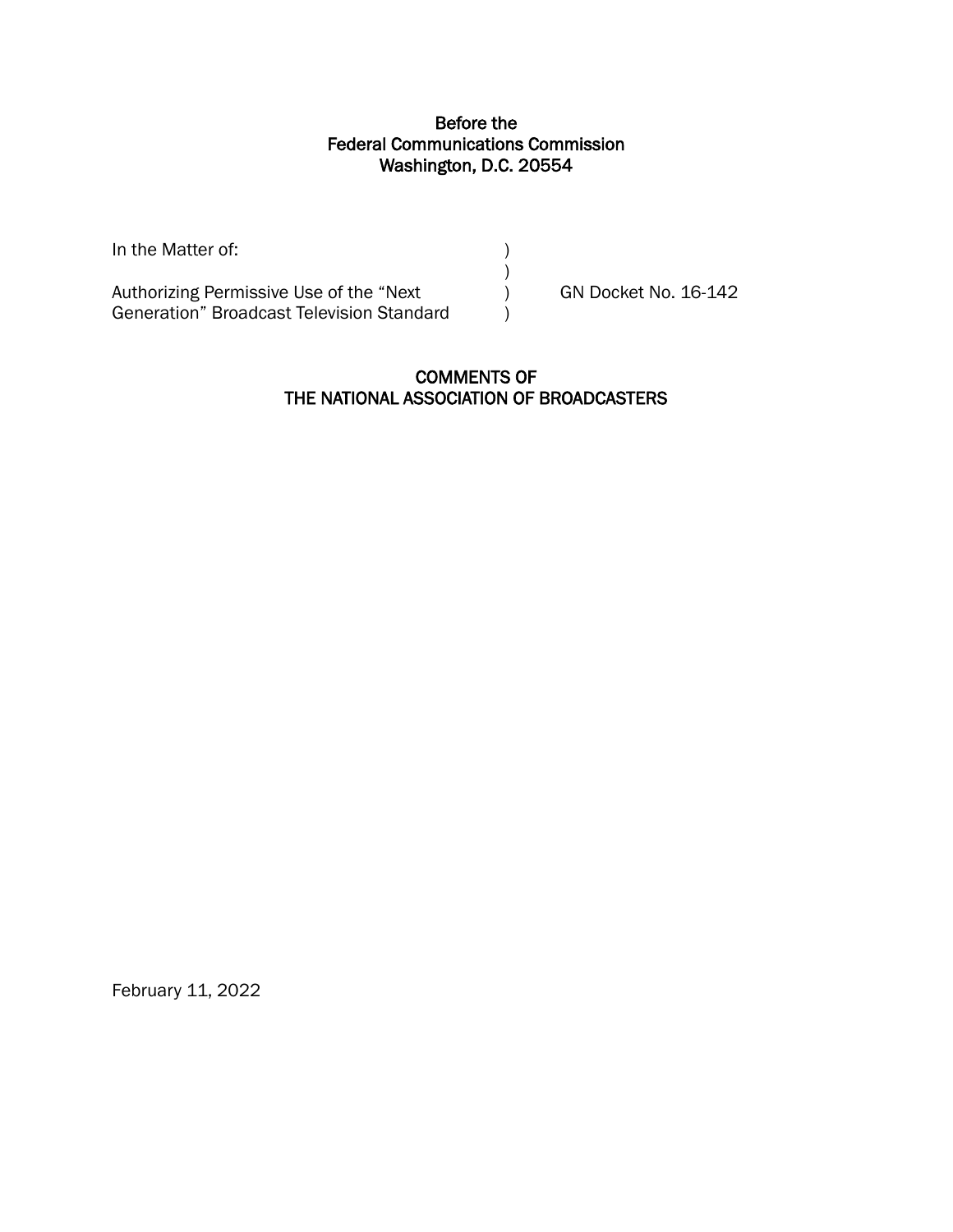**Before the**
**Federal Communications Commission**
**Washington, D.C. 20554**

| | | |
|---|---|---|
| In the Matter of: | ) | |
| | ) | |
| Authorizing Permissive Use of the “Next Generation” Broadcast Television Standard | ) | GN Docket No. 16-142 |
| | ) | |

**COMMENTS OF**
**THE NATIONAL ASSOCIATION OF BROADCASTERS**

February 11, 2022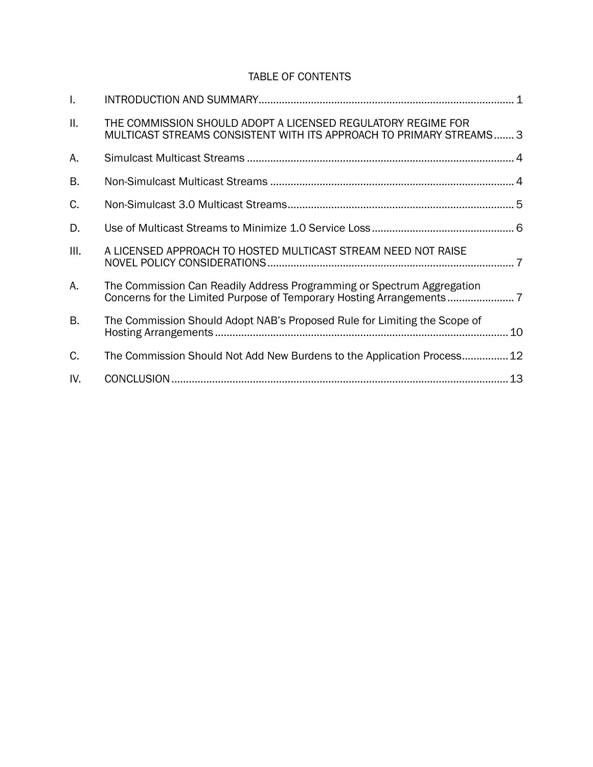TABLE OF CONTENTS

| | | |
|---|---|---|
| I. | INTRODUCTION AND SUMMARY | 1 |
| II. | THE COMMISSION SHOULD ADOPT A LICENSED REGULATORY REGIME FOR MULTICAST STREAMS CONSISTENT WITH ITS APPROACH TO PRIMARY STREAMS | 3 |
| A. | Simulcast Multicast Streams | 4 |
| B. | Non-Simulcast Multicast Streams | 4 |
| C. | Non-Simulcast 3.0 Multicast Streams | 5 |
| D. | Use of Multicast Streams to Minimize 1.0 Service Loss | 6 |
| III. | A LICENSED APPROACH TO HOSTED MULTICAST STREAM NEED NOT RAISE NOVEL POLICY CONSIDERATIONS | 7 |
| A. | The Commission Can Readily Address Programming or Spectrum Aggregation Concerns for the Limited Purpose of Temporary Hosting Arrangements | 7 |
| B. | The Commission Should Adopt NAB's Proposed Rule for Limiting the Scope of Hosting Arrangements | 10 |
| C. | The Commission Should Not Add New Burdens to the Application Process | 12 |
| IV. | CONCLUSION | 13 |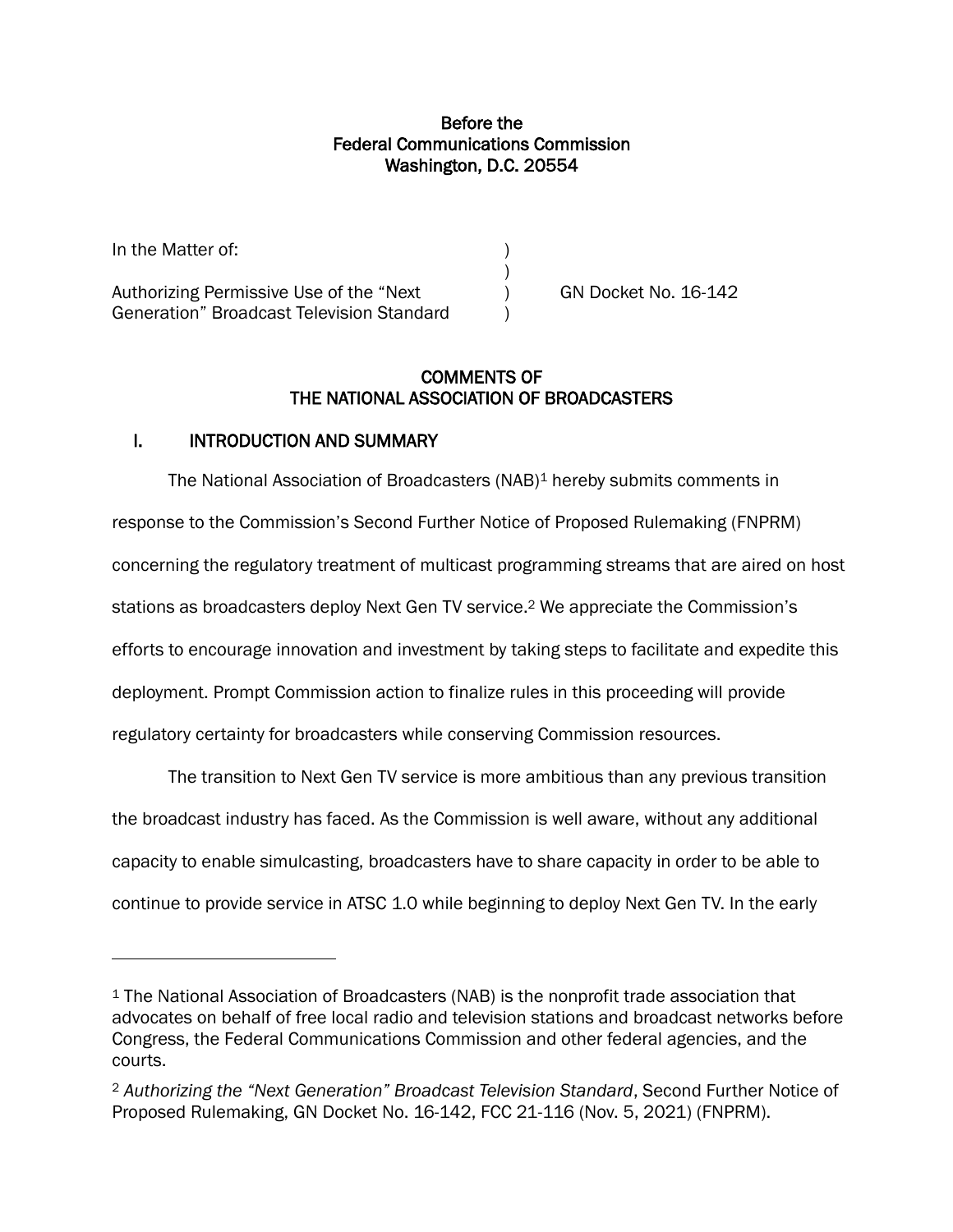**Before the**
**Federal Communications Commission**
**Washington, D.C. 20554**

| | | |
|---|---|---|
| In the Matter of: | ) | |
| | ) | |
| Authorizing Permissive Use of the "Next Generation" Broadcast Television Standard | ) | GN Docket No. 16-142 |
| | ) | |

**COMMENTS OF**
**THE NATIONAL ASSOCIATION OF BROADCASTERS**

## I. INTRODUCTION AND SUMMARY

The National Association of Broadcasters (NAB)[1] hereby submits comments in response to the Commission's Second Further Notice of Proposed Rulemaking (FNPRM) concerning the regulatory treatment of multicast programming streams that are aired on host stations as broadcasters deploy Next Gen TV service.[2] We appreciate the Commission's efforts to encourage innovation and investment by taking steps to facilitate and expedite this deployment. Prompt Commission action to finalize rules in this proceeding will provide regulatory certainty for broadcasters while conserving Commission resources.

The transition to Next Gen TV service is more ambitious than any previous transition the broadcast industry has faced. As the Commission is well aware, without any additional capacity to enable simulcasting, broadcasters have to share capacity in order to be able to continue to provide service in ATSC 1.0 while beginning to deploy Next Gen TV. In the early

---

[1] The National Association of Broadcasters (NAB) is the nonprofit trade association that advocates on behalf of free local radio and television stations and broadcast networks before Congress, the Federal Communications Commission and other federal agencies, and the courts.

[2] *Authorizing the "Next Generation" Broadcast Television Standard*, Second Further Notice of Proposed Rulemaking, GN Docket No. 16-142, FCC 21-116 (Nov. 5, 2021) (FNPRM).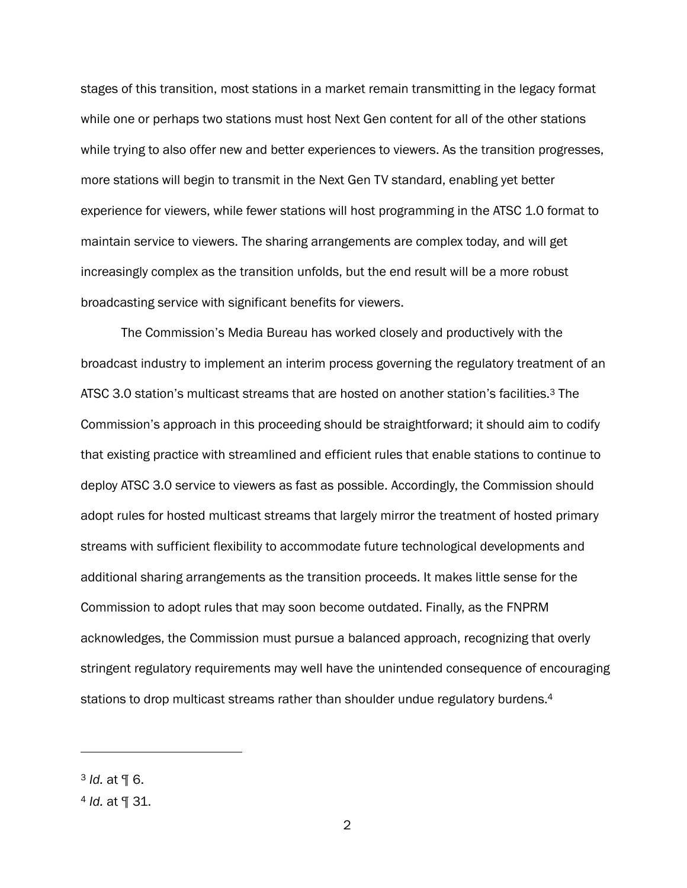stages of this transition, most stations in a market remain transmitting in the legacy format while one or perhaps two stations must host Next Gen content for all of the other stations while trying to also offer new and better experiences to viewers. As the transition progresses, more stations will begin to transmit in the Next Gen TV standard, enabling yet better experience for viewers, while fewer stations will host programming in the ATSC 1.0 format to maintain service to viewers. The sharing arrangements are complex today, and will get increasingly complex as the transition unfolds, but the end result will be a more robust broadcasting service with significant benefits for viewers.

The Commission's Media Bureau has worked closely and productively with the broadcast industry to implement an interim process governing the regulatory treatment of an ATSC 3.0 station's multicast streams that are hosted on another station's facilities.[3] The Commission's approach in this proceeding should be straightforward; it should aim to codify that existing practice with streamlined and efficient rules that enable stations to continue to deploy ATSC 3.0 service to viewers as fast as possible. Accordingly, the Commission should adopt rules for hosted multicast streams that largely mirror the treatment of hosted primary streams with sufficient flexibility to accommodate future technological developments and additional sharing arrangements as the transition proceeds. It makes little sense for the Commission to adopt rules that may soon become outdated. Finally, as the FNPRM acknowledges, the Commission must pursue a balanced approach, recognizing that overly stringent regulatory requirements may well have the unintended consequence of encouraging stations to drop multicast streams rather than shoulder undue regulatory burdens.[4]

---

[3] *Id.* at ¶ 6.

[4] *Id.* at ¶ 31.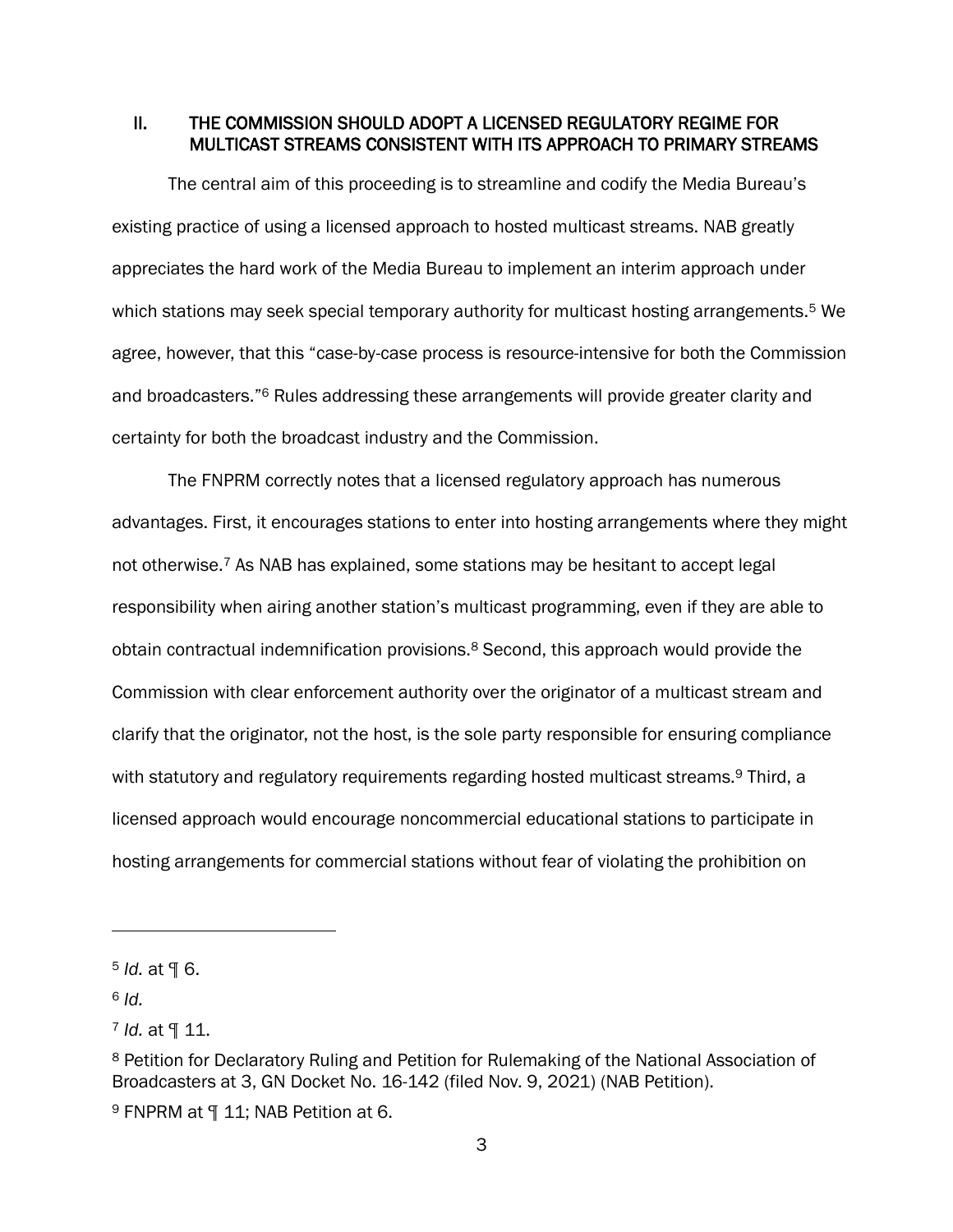## II. THE COMMISSION SHOULD ADOPT A LICENSED REGULATORY REGIME FOR MULTICAST STREAMS CONSISTENT WITH ITS APPROACH TO PRIMARY STREAMS

The central aim of this proceeding is to streamline and codify the Media Bureau's existing practice of using a licensed approach to hosted multicast streams. NAB greatly appreciates the hard work of the Media Bureau to implement an interim approach under which stations may seek special temporary authority for multicast hosting arrangements.[5] We agree, however, that this "case-by-case process is resource-intensive for both the Commission and broadcasters."[6] Rules addressing these arrangements will provide greater clarity and certainty for both the broadcast industry and the Commission.

The FNPRM correctly notes that a licensed regulatory approach has numerous advantages. First, it encourages stations to enter into hosting arrangements where they might not otherwise.[7] As NAB has explained, some stations may be hesitant to accept legal responsibility when airing another station's multicast programming, even if they are able to obtain contractual indemnification provisions.[8] Second, this approach would provide the Commission with clear enforcement authority over the originator of a multicast stream and clarify that the originator, not the host, is the sole party responsible for ensuring compliance with statutory and regulatory requirements regarding hosted multicast streams.[9] Third, a licensed approach would encourage noncommercial educational stations to participate in hosting arrangements for commercial stations without fear of violating the prohibition on

---

[5] *Id.* at ¶ 6.

[6] *Id.*

[7] *Id.* at ¶ 11.

[8] Petition for Declaratory Ruling and Petition for Rulemaking of the National Association of Broadcasters at 3, GN Docket No. 16-142 (filed Nov. 9, 2021) (NAB Petition).

[9] FNPRM at ¶ 11; NAB Petition at 6.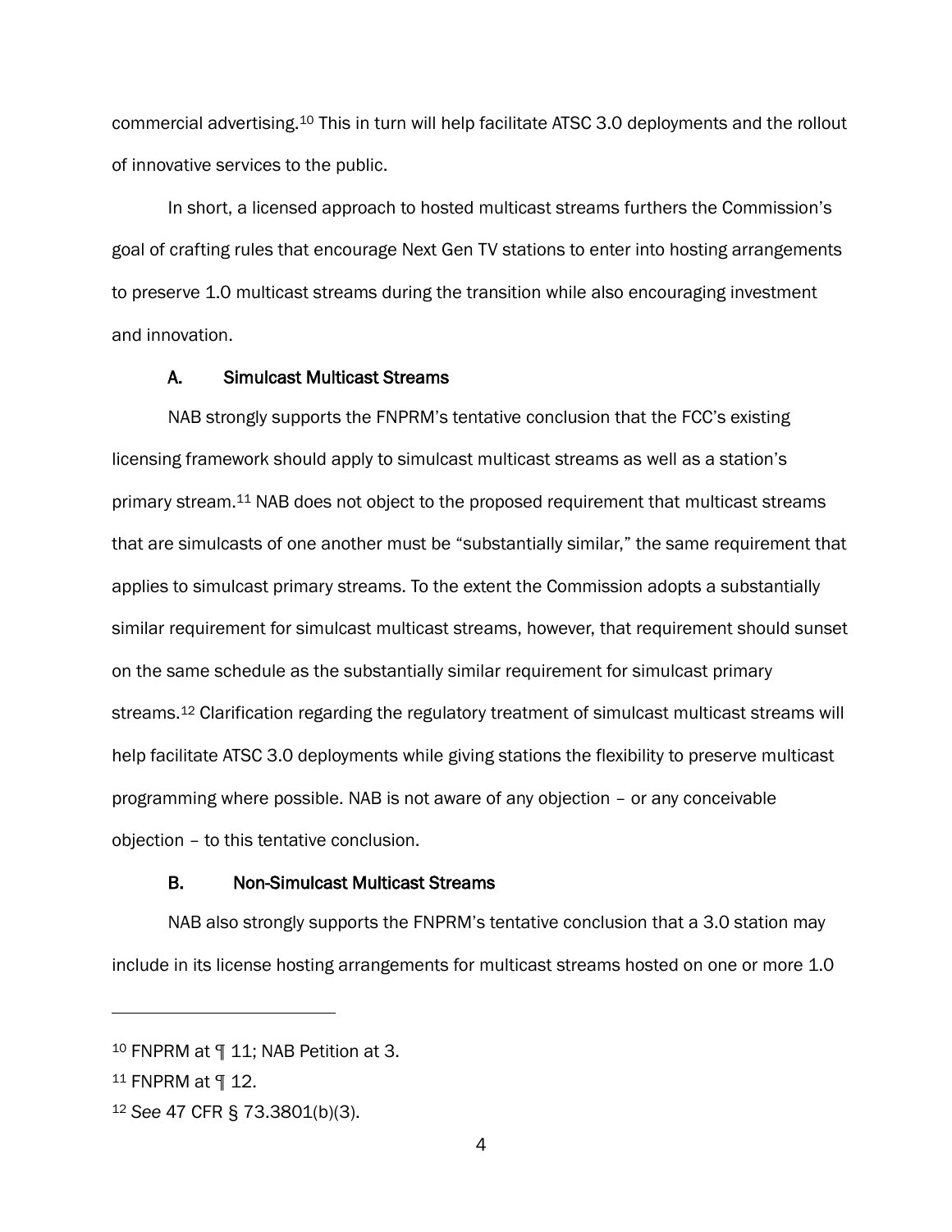commercial advertising.[10] This in turn will help facilitate ATSC 3.0 deployments and the rollout of innovative services to the public.

In short, a licensed approach to hosted multicast streams furthers the Commission's goal of crafting rules that encourage Next Gen TV stations to enter into hosting arrangements to preserve 1.0 multicast streams during the transition while also encouraging investment and innovation.

### A. Simulcast Multicast Streams

NAB strongly supports the FNPRM's tentative conclusion that the FCC's existing licensing framework should apply to simulcast multicast streams as well as a station's primary stream.[11] NAB does not object to the proposed requirement that multicast streams that are simulcasts of one another must be "substantially similar," the same requirement that applies to simulcast primary streams. To the extent the Commission adopts a substantially similar requirement for simulcast multicast streams, however, that requirement should sunset on the same schedule as the substantially similar requirement for simulcast primary streams.[12] Clarification regarding the regulatory treatment of simulcast multicast streams will help facilitate ATSC 3.0 deployments while giving stations the flexibility to preserve multicast programming where possible. NAB is not aware of any objection – or any conceivable objection – to this tentative conclusion.

### B. Non-Simulcast Multicast Streams

NAB also strongly supports the FNPRM's tentative conclusion that a 3.0 station may include in its license hosting arrangements for multicast streams hosted on one or more 1.0

---

[10] FNPRM at ¶ 11; NAB Petition at 3.

[11] FNPRM at ¶ 12.

[12] *See* 47 CFR § 73.3801(b)(3).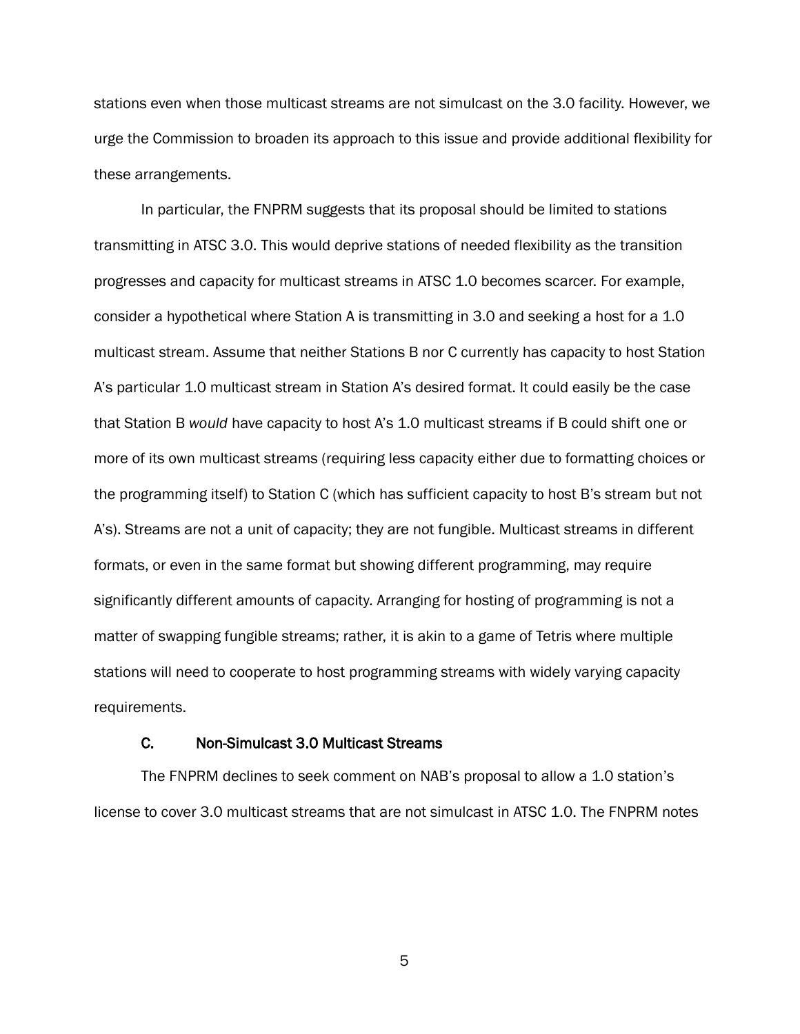stations even when those multicast streams are not simulcast on the 3.0 facility. However, we urge the Commission to broaden its approach to this issue and provide additional flexibility for these arrangements.

In particular, the FNPRM suggests that its proposal should be limited to stations transmitting in ATSC 3.0. This would deprive stations of needed flexibility as the transition progresses and capacity for multicast streams in ATSC 1.0 becomes scarcer. For example, consider a hypothetical where Station A is transmitting in 3.0 and seeking a host for a 1.0 multicast stream. Assume that neither Stations B nor C currently has capacity to host Station A's particular 1.0 multicast stream in Station A's desired format. It could easily be the case that Station B *would* have capacity to host A's 1.0 multicast streams if B could shift one or more of its own multicast streams (requiring less capacity either due to formatting choices or the programming itself) to Station C (which has sufficient capacity to host B's stream but not A's). Streams are not a unit of capacity; they are not fungible. Multicast streams in different formats, or even in the same format but showing different programming, may require significantly different amounts of capacity. Arranging for hosting of programming is not a matter of swapping fungible streams; rather, it is akin to a game of Tetris where multiple stations will need to cooperate to host programming streams with widely varying capacity requirements.

### C. Non-Simulcast 3.0 Multicast Streams

The FNPRM declines to seek comment on NAB's proposal to allow a 1.0 station's license to cover 3.0 multicast streams that are not simulcast in ATSC 1.0. The FNPRM notes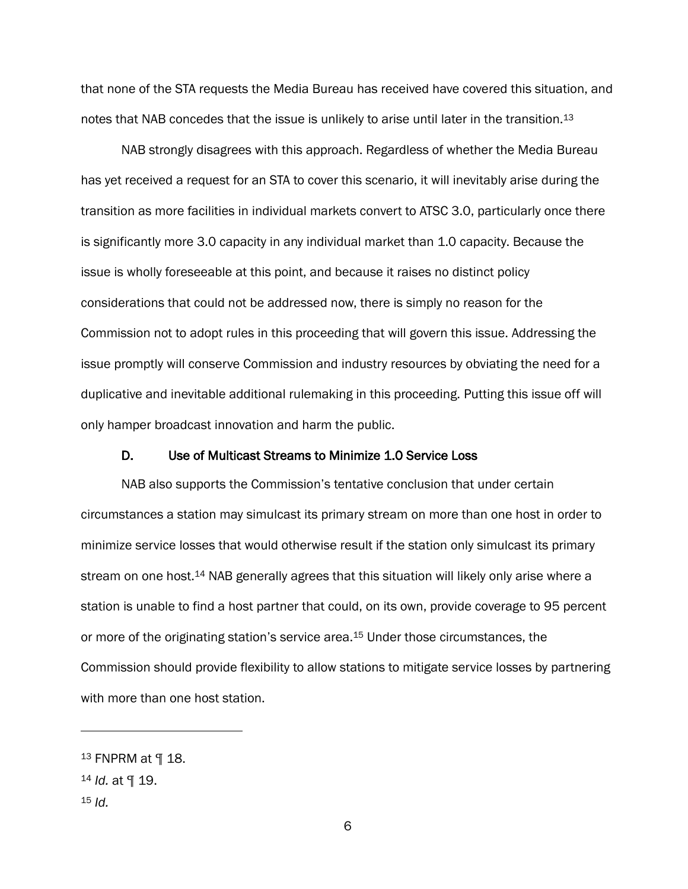that none of the STA requests the Media Bureau has received have covered this situation, and notes that NAB concedes that the issue is unlikely to arise until later in the transition.[13]

NAB strongly disagrees with this approach. Regardless of whether the Media Bureau has yet received a request for an STA to cover this scenario, it will inevitably arise during the transition as more facilities in individual markets convert to ATSC 3.0, particularly once there is significantly more 3.0 capacity in any individual market than 1.0 capacity. Because the issue is wholly foreseeable at this point, and because it raises no distinct policy considerations that could not be addressed now, there is simply no reason for the Commission not to adopt rules in this proceeding that will govern this issue. Addressing the issue promptly will conserve Commission and industry resources by obviating the need for a duplicative and inevitable additional rulemaking in this proceeding. Putting this issue off will only hamper broadcast innovation and harm the public.

### D. Use of Multicast Streams to Minimize 1.0 Service Loss

NAB also supports the Commission's tentative conclusion that under certain circumstances a station may simulcast its primary stream on more than one host in order to minimize service losses that would otherwise result if the station only simulcast its primary stream on one host.[14] NAB generally agrees that this situation will likely only arise where a station is unable to find a host partner that could, on its own, provide coverage to 95 percent or more of the originating station's service area.[15] Under those circumstances, the Commission should provide flexibility to allow stations to mitigate service losses by partnering with more than one host station.

---

[13] FNPRM at ¶ 18.

[14] *Id.* at ¶ 19.

[15] *Id.*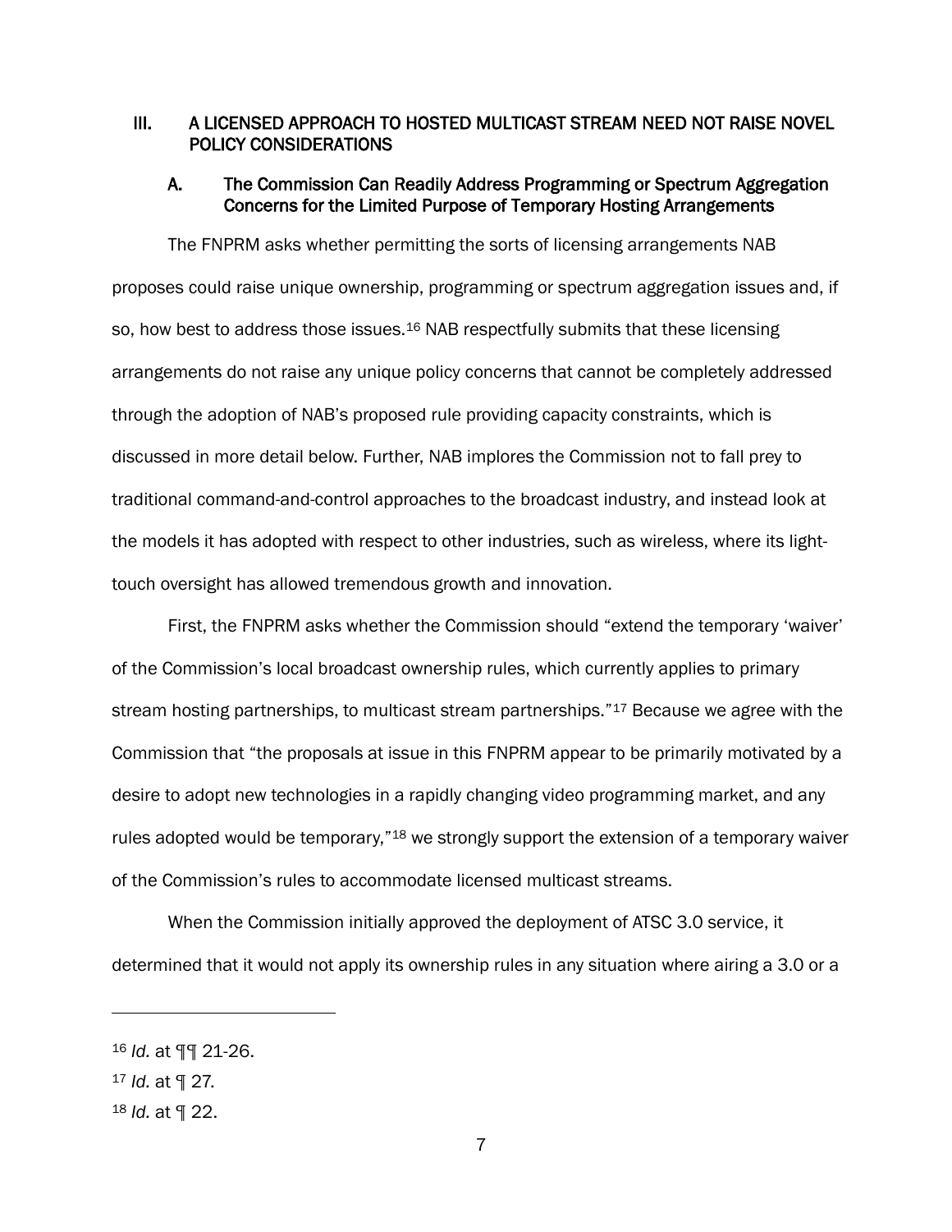## III. A LICENSED APPROACH TO HOSTED MULTICAST STREAM NEED NOT RAISE NOVEL POLICY CONSIDERATIONS

### A. The Commission Can Readily Address Programming or Spectrum Aggregation Concerns for the Limited Purpose of Temporary Hosting Arrangements

The FNPRM asks whether permitting the sorts of licensing arrangements NAB proposes could raise unique ownership, programming or spectrum aggregation issues and, if so, how best to address those issues.[16] NAB respectfully submits that these licensing arrangements do not raise any unique policy concerns that cannot be completely addressed through the adoption of NAB's proposed rule providing capacity constraints, which is discussed in more detail below. Further, NAB implores the Commission not to fall prey to traditional command-and-control approaches to the broadcast industry, and instead look at the models it has adopted with respect to other industries, such as wireless, where its light-touch oversight has allowed tremendous growth and innovation.

First, the FNPRM asks whether the Commission should "extend the temporary 'waiver' of the Commission's local broadcast ownership rules, which currently applies to primary stream hosting partnerships, to multicast stream partnerships."[17] Because we agree with the Commission that "the proposals at issue in this FNPRM appear to be primarily motivated by a desire to adopt new technologies in a rapidly changing video programming market, and any rules adopted would be temporary,"[18] we strongly support the extension of a temporary waiver of the Commission's rules to accommodate licensed multicast streams.

When the Commission initially approved the deployment of ATSC 3.0 service, it determined that it would not apply its ownership rules in any situation where airing a 3.0 or a

---

[16] *Id.* at ¶¶ 21-26.

[17] *Id.* at ¶ 27.

[18] *Id.* at ¶ 22.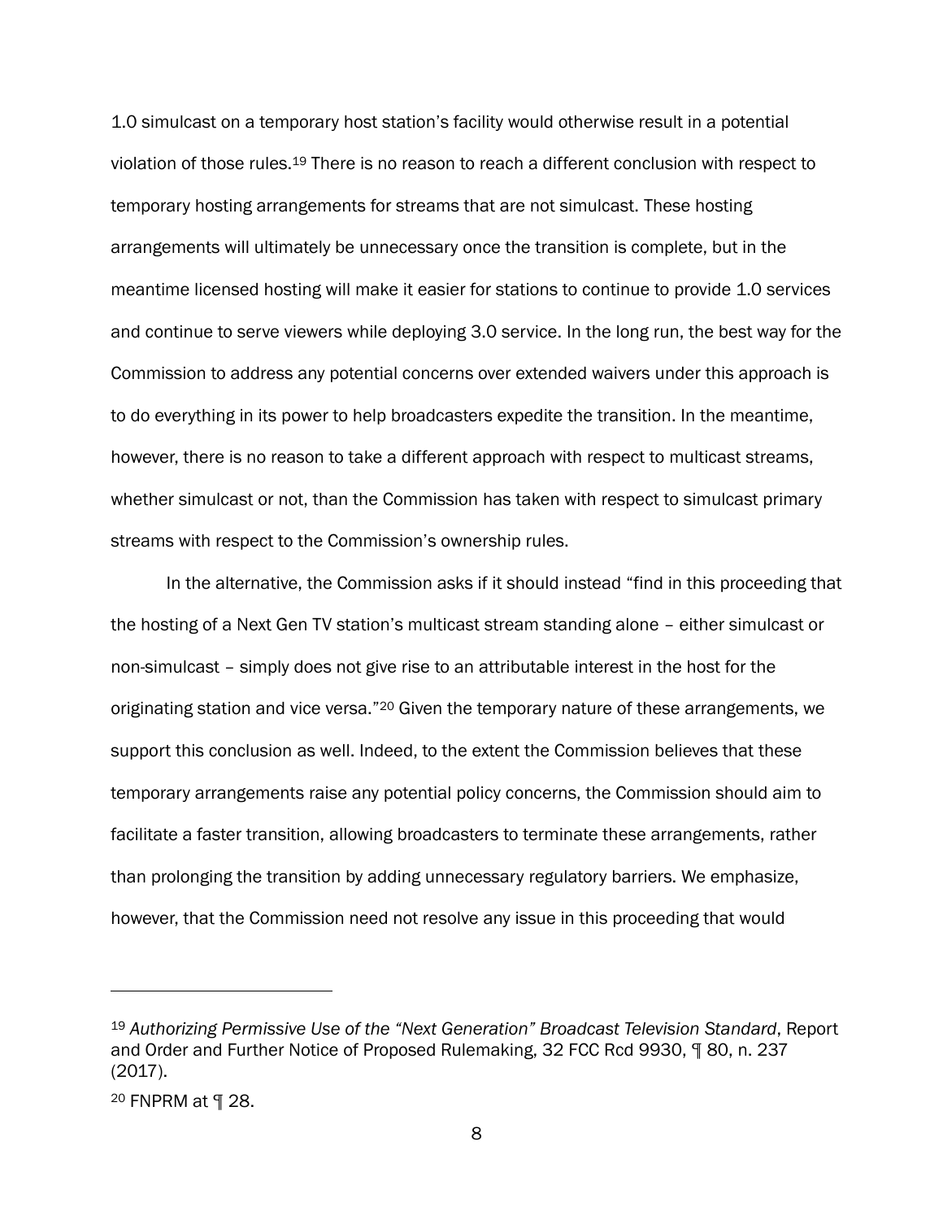1.0 simulcast on a temporary host station's facility would otherwise result in a potential violation of those rules.[19] There is no reason to reach a different conclusion with respect to temporary hosting arrangements for streams that are not simulcast. These hosting arrangements will ultimately be unnecessary once the transition is complete, but in the meantime licensed hosting will make it easier for stations to continue to provide 1.0 services and continue to serve viewers while deploying 3.0 service. In the long run, the best way for the Commission to address any potential concerns over extended waivers under this approach is to do everything in its power to help broadcasters expedite the transition. In the meantime, however, there is no reason to take a different approach with respect to multicast streams, whether simulcast or not, than the Commission has taken with respect to simulcast primary streams with respect to the Commission's ownership rules.

In the alternative, the Commission asks if it should instead "find in this proceeding that the hosting of a Next Gen TV station's multicast stream standing alone – either simulcast or non-simulcast – simply does not give rise to an attributable interest in the host for the originating station and vice versa."[20] Given the temporary nature of these arrangements, we support this conclusion as well. Indeed, to the extent the Commission believes that these temporary arrangements raise any potential policy concerns, the Commission should aim to facilitate a faster transition, allowing broadcasters to terminate these arrangements, rather than prolonging the transition by adding unnecessary regulatory barriers. We emphasize, however, that the Commission need not resolve any issue in this proceeding that would

---

[19] *Authorizing Permissive Use of the "Next Generation" Broadcast Television Standard*, Report and Order and Further Notice of Proposed Rulemaking, 32 FCC Rcd 9930, ¶ 80, n. 237 (2017).

[20] FNPRM at ¶ 28.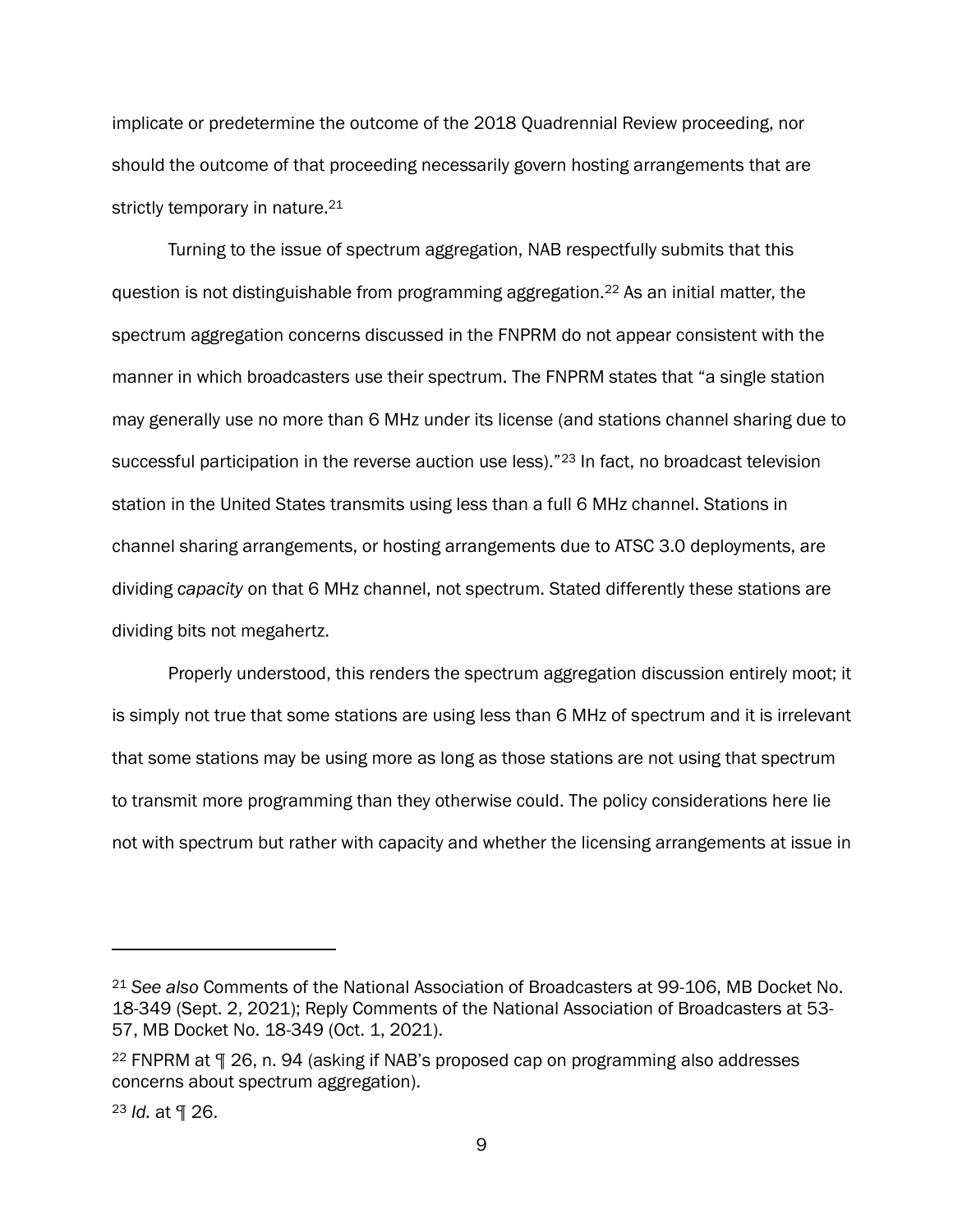implicate or predetermine the outcome of the 2018 Quadrennial Review proceeding, nor should the outcome of that proceeding necessarily govern hosting arrangements that are strictly temporary in nature.[21]

Turning to the issue of spectrum aggregation, NAB respectfully submits that this question is not distinguishable from programming aggregation.[22] As an initial matter, the spectrum aggregation concerns discussed in the FNPRM do not appear consistent with the manner in which broadcasters use their spectrum. The FNPRM states that "a single station may generally use no more than 6 MHz under its license (and stations channel sharing due to successful participation in the reverse auction use less)."[23] In fact, no broadcast television station in the United States transmits using less than a full 6 MHz channel. Stations in channel sharing arrangements, or hosting arrangements due to ATSC 3.0 deployments, are dividing *capacity* on that 6 MHz channel, not spectrum. Stated differently these stations are dividing bits not megahertz.

Properly understood, this renders the spectrum aggregation discussion entirely moot; it is simply not true that some stations are using less than 6 MHz of spectrum and it is irrelevant that some stations may be using more as long as those stations are not using that spectrum to transmit more programming than they otherwise could. The policy considerations here lie not with spectrum but rather with capacity and whether the licensing arrangements at issue in

---

[21] *See also* Comments of the National Association of Broadcasters at 99-106, MB Docket No. 18-349 (Sept. 2, 2021); Reply Comments of the National Association of Broadcasters at 53-57, MB Docket No. 18-349 (Oct. 1, 2021).

[22] FNPRM at ¶ 26, n. 94 (asking if NAB's proposed cap on programming also addresses concerns about spectrum aggregation).

[23] *Id.* at ¶ 26.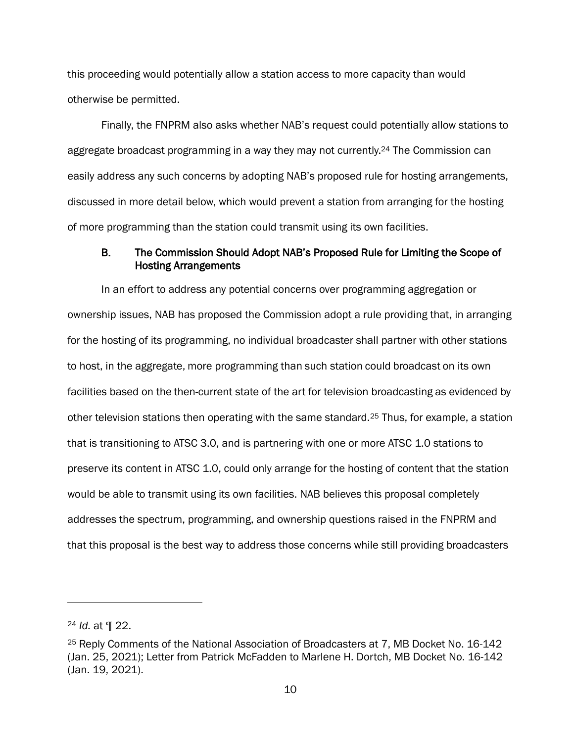this proceeding would potentially allow a station access to more capacity than would otherwise be permitted.

Finally, the FNPRM also asks whether NAB's request could potentially allow stations to aggregate broadcast programming in a way they may not currently.[24] The Commission can easily address any such concerns by adopting NAB's proposed rule for hosting arrangements, discussed in more detail below, which would prevent a station from arranging for the hosting of more programming than the station could transmit using its own facilities.

### B. The Commission Should Adopt NAB's Proposed Rule for Limiting the Scope of Hosting Arrangements

In an effort to address any potential concerns over programming aggregation or ownership issues, NAB has proposed the Commission adopt a rule providing that, in arranging for the hosting of its programming, no individual broadcaster shall partner with other stations to host, in the aggregate, more programming than such station could broadcast on its own facilities based on the then-current state of the art for television broadcasting as evidenced by other television stations then operating with the same standard.[25] Thus, for example, a station that is transitioning to ATSC 3.0, and is partnering with one or more ATSC 1.0 stations to preserve its content in ATSC 1.0, could only arrange for the hosting of content that the station would be able to transmit using its own facilities. NAB believes this proposal completely addresses the spectrum, programming, and ownership questions raised in the FNPRM and that this proposal is the best way to address those concerns while still providing broadcasters

---

[24] *Id.* at ¶ 22.

[25] Reply Comments of the National Association of Broadcasters at 7, MB Docket No. 16-142 (Jan. 25, 2021); Letter from Patrick McFadden to Marlene H. Dortch, MB Docket No. 16-142 (Jan. 19, 2021).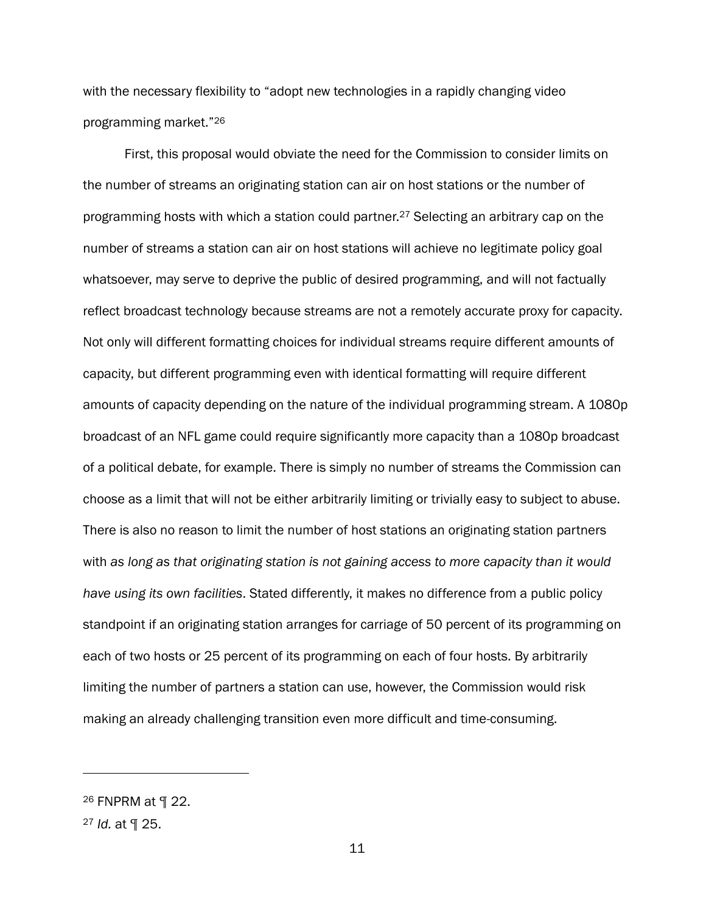with the necessary flexibility to "adopt new technologies in a rapidly changing video programming market."[26]

First, this proposal would obviate the need for the Commission to consider limits on the number of streams an originating station can air on host stations or the number of programming hosts with which a station could partner.[27] Selecting an arbitrary cap on the number of streams a station can air on host stations will achieve no legitimate policy goal whatsoever, may serve to deprive the public of desired programming, and will not factually reflect broadcast technology because streams are not a remotely accurate proxy for capacity. Not only will different formatting choices for individual streams require different amounts of capacity, but different programming even with identical formatting will require different amounts of capacity depending on the nature of the individual programming stream. A 1080p broadcast of an NFL game could require significantly more capacity than a 1080p broadcast of a political debate, for example. There is simply no number of streams the Commission can choose as a limit that will not be either arbitrarily limiting or trivially easy to subject to abuse. There is also no reason to limit the number of host stations an originating station partners with *as long as that originating station is not gaining access to more capacity than it would have using its own facilities*. Stated differently, it makes no difference from a public policy standpoint if an originating station arranges for carriage of 50 percent of its programming on each of two hosts or 25 percent of its programming on each of four hosts. By arbitrarily limiting the number of partners a station can use, however, the Commission would risk making an already challenging transition even more difficult and time-consuming.

---

[26] FNPRM at ¶ 22.

[27] *Id.* at ¶ 25.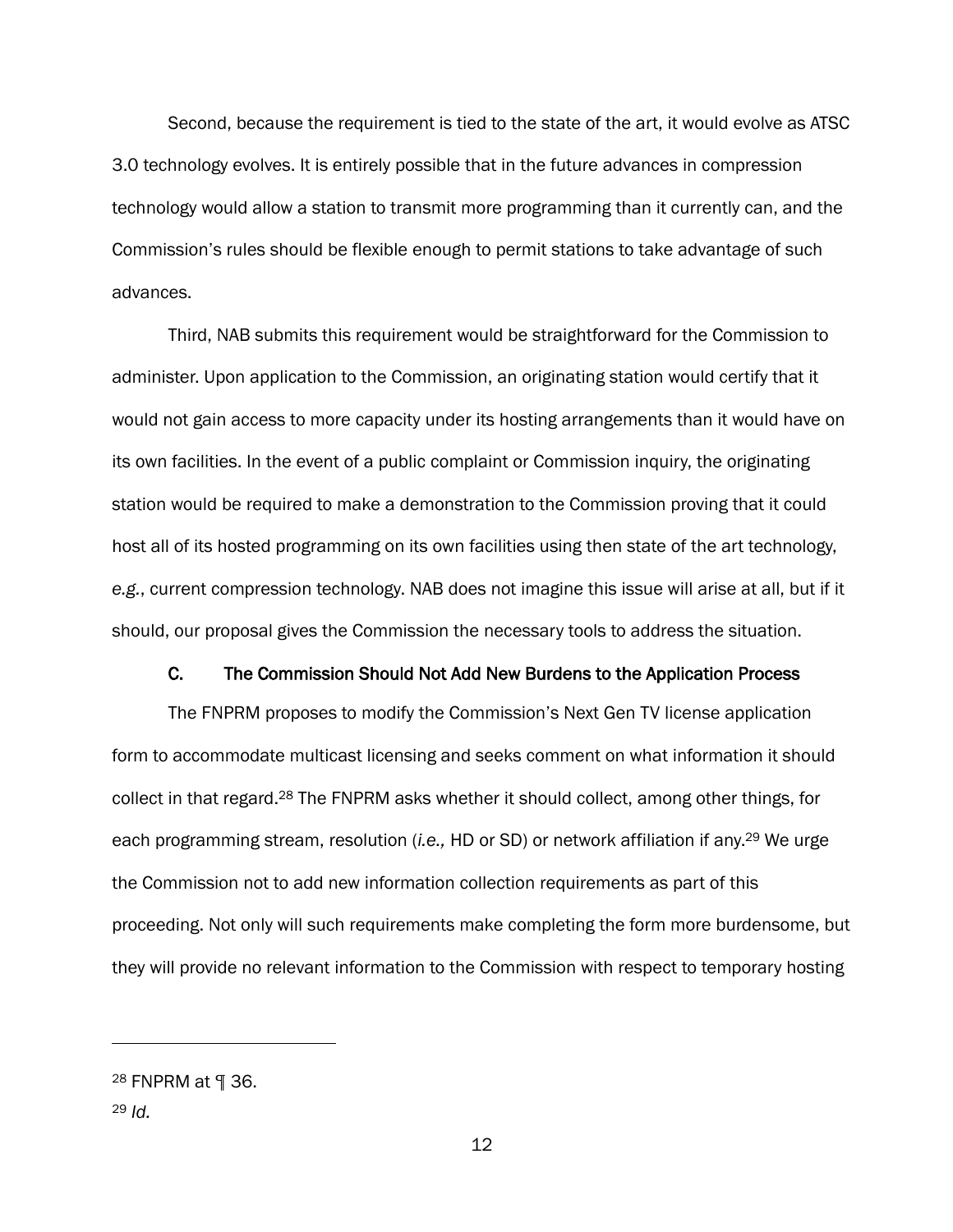Second, because the requirement is tied to the state of the art, it would evolve as ATSC 3.0 technology evolves. It is entirely possible that in the future advances in compression technology would allow a station to transmit more programming than it currently can, and the Commission's rules should be flexible enough to permit stations to take advantage of such advances.

Third, NAB submits this requirement would be straightforward for the Commission to administer. Upon application to the Commission, an originating station would certify that it would not gain access to more capacity under its hosting arrangements than it would have on its own facilities. In the event of a public complaint or Commission inquiry, the originating station would be required to make a demonstration to the Commission proving that it could host all of its hosted programming on its own facilities using then state of the art technology, *e.g.*, current compression technology. NAB does not imagine this issue will arise at all, but if it should, our proposal gives the Commission the necessary tools to address the situation.

### C. The Commission Should Not Add New Burdens to the Application Process

The FNPRM proposes to modify the Commission's Next Gen TV license application form to accommodate multicast licensing and seeks comment on what information it should collect in that regard.[28] The FNPRM asks whether it should collect, among other things, for each programming stream, resolution (*i.e.,* HD or SD) or network affiliation if any.[29] We urge the Commission not to add new information collection requirements as part of this proceeding. Not only will such requirements make completing the form more burdensome, but they will provide no relevant information to the Commission with respect to temporary hosting

---

[28] FNPRM at ¶ 36.

[29] *Id.*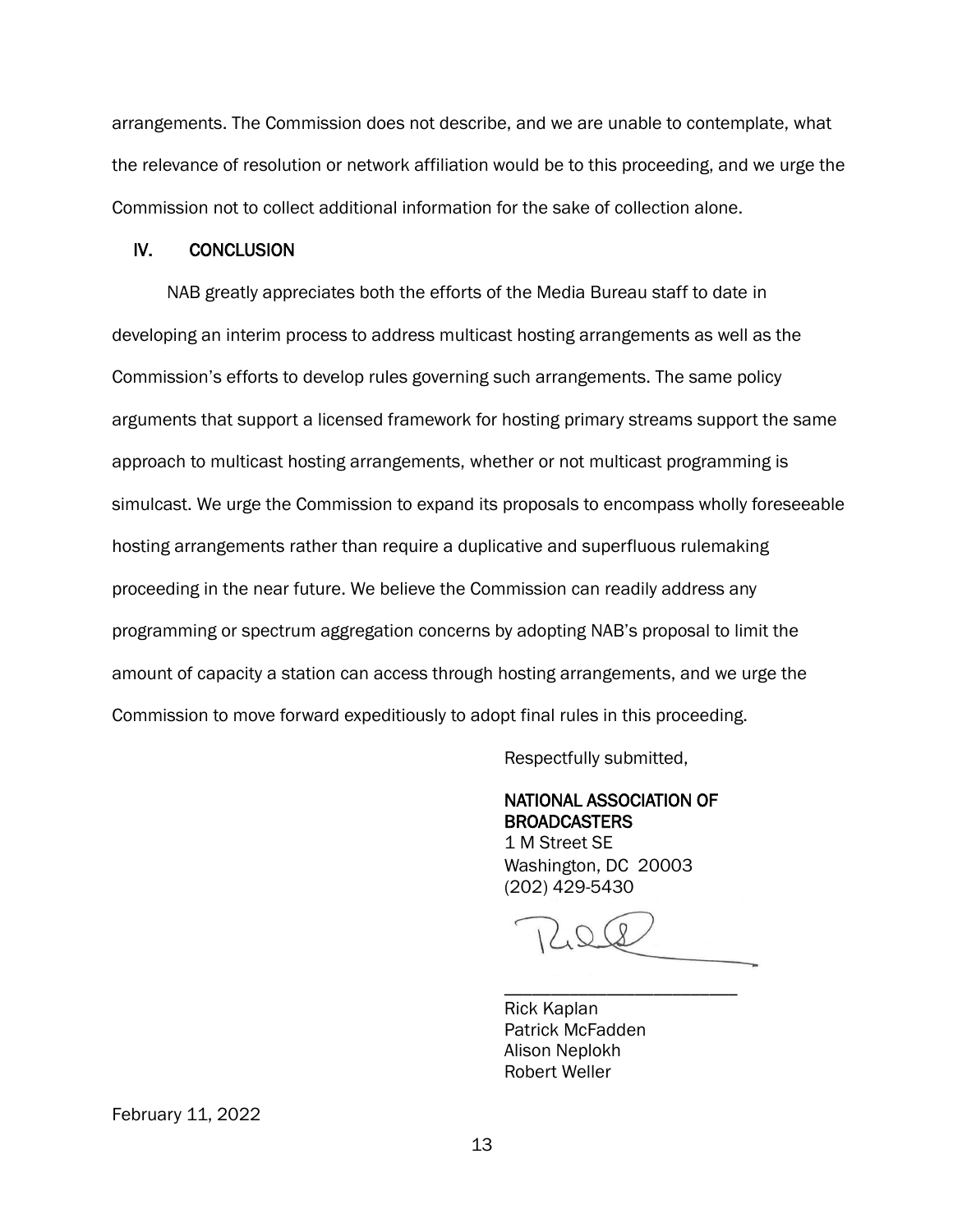arrangements. The Commission does not describe, and we are unable to contemplate, what the relevance of resolution or network affiliation would be to this proceeding, and we urge the Commission not to collect additional information for the sake of collection alone.

## IV. CONCLUSION

NAB greatly appreciates both the efforts of the Media Bureau staff to date in developing an interim process to address multicast hosting arrangements as well as the Commission's efforts to develop rules governing such arrangements. The same policy arguments that support a licensed framework for hosting primary streams support the same approach to multicast hosting arrangements, whether or not multicast programming is simulcast. We urge the Commission to expand its proposals to encompass wholly foreseeable hosting arrangements rather than require a duplicative and superfluous rulemaking proceeding in the near future. We believe the Commission can readily address any programming or spectrum aggregation concerns by adopting NAB's proposal to limit the amount of capacity a station can access through hosting arrangements, and we urge the Commission to move forward expeditiously to adopt final rules in this proceeding.

Respectfully submitted,

NATIONAL ASSOCIATION OF BROADCASTERS
1 M Street SE
Washington, DC 20003
(202) 429-5430

\_\_\_\_\_\_\_\_\_\_\_\_\_\_\_\_\_\_\_\_\_\_\_\_\_\_

Rick Kaplan
Patrick McFadden
Alison Neplokh
Robert Weller

February 11, 2022